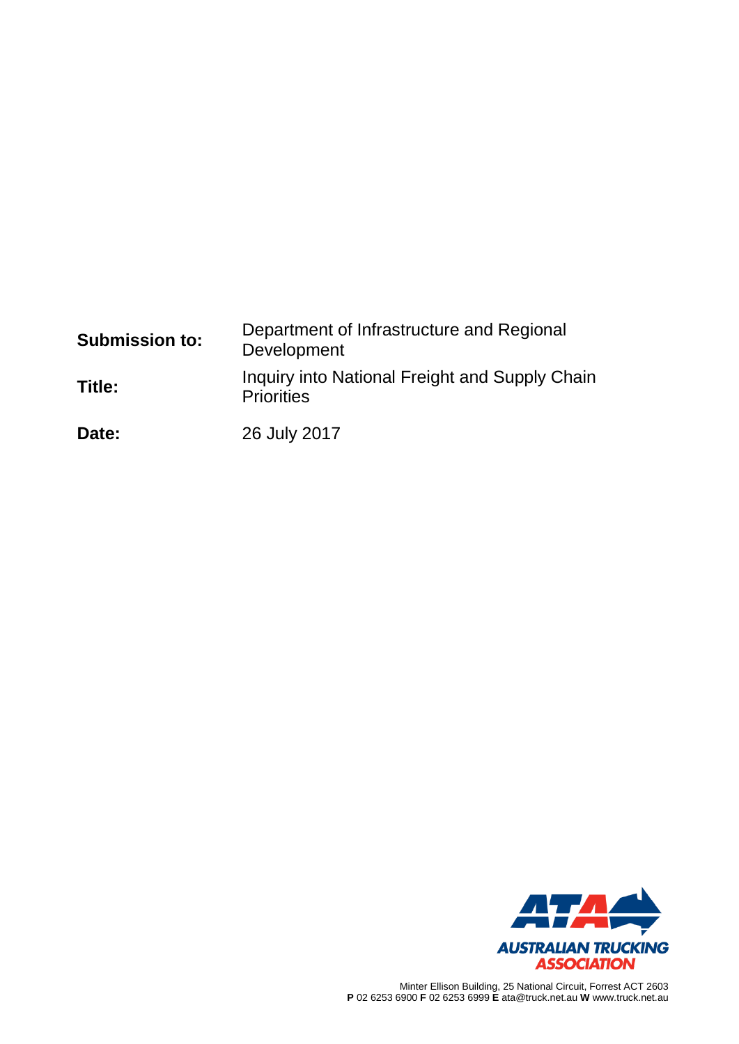| | |
|---|---|
| **Submission to:** | Department of Infrastructure and Regional Development |
| **Title:** | Inquiry into National Freight and Supply Chain Priorities |
| **Date:** | 26 July 2017 |

AUSTRALIAN TRUCKING ASSOCIATION

Minter Ellison Building, 25 National Circuit, Forrest ACT 2603
**P** 02 6253 6900 **F** 02 6253 6999 **E** ata@truck.net.au **W** www.truck.net.au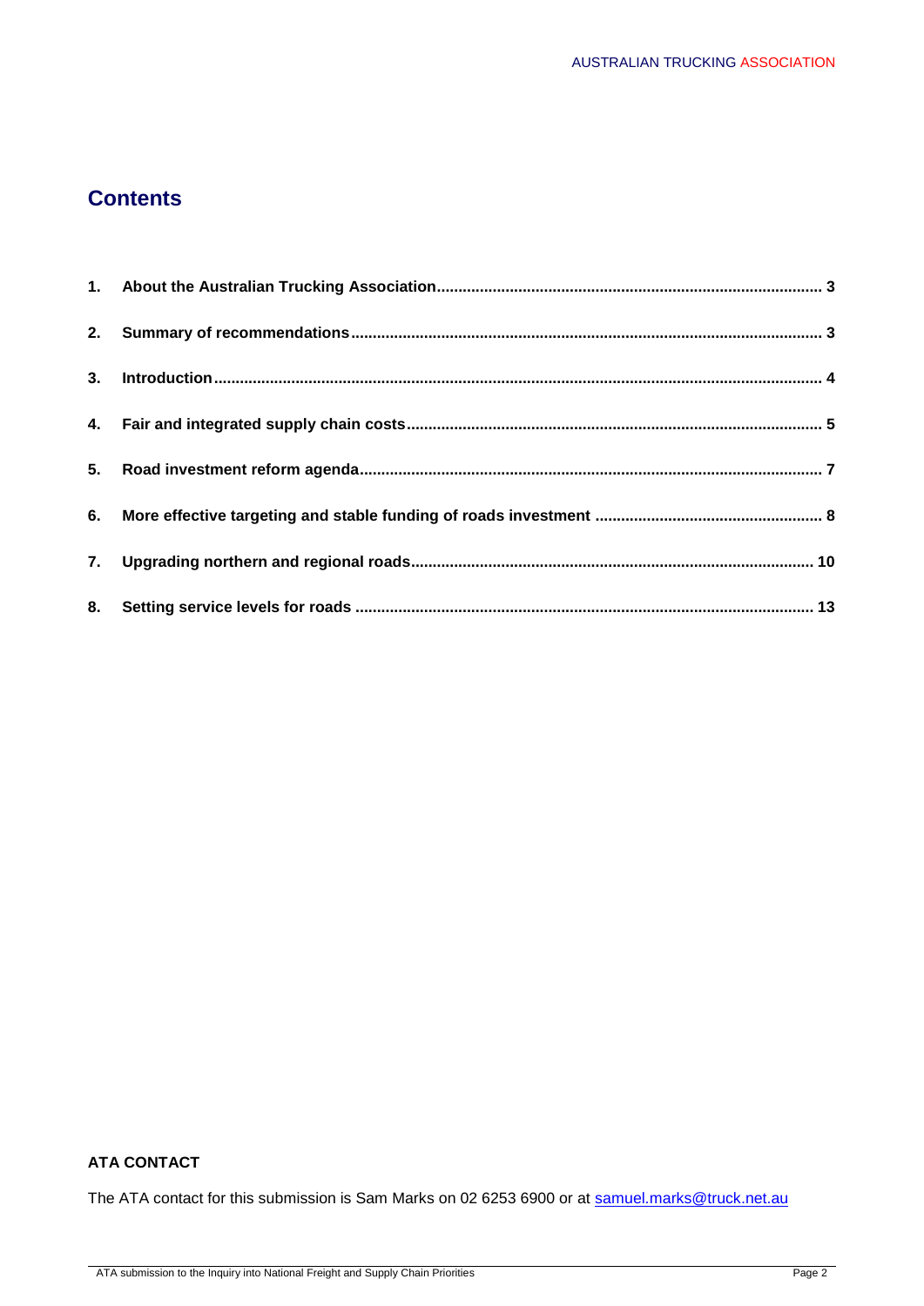# Contents

1. **About the Australian Trucking Association** ........ 3
2. **Summary of recommendations** ........ 3
3. **Introduction** ........ 4
4. **Fair and integrated supply chain costs** ........ 5
5. **Road investment reform agenda** ........ 7
6. **More effective targeting and stable funding of roads investment** ........ 8
7. **Upgrading northern and regional roads** ........ 10
8. **Setting service levels for roads** ........ 13

**ATA CONTACT**

The ATA contact for this submission is Sam Marks on 02 6253 6900 or at samuel.marks@truck.net.au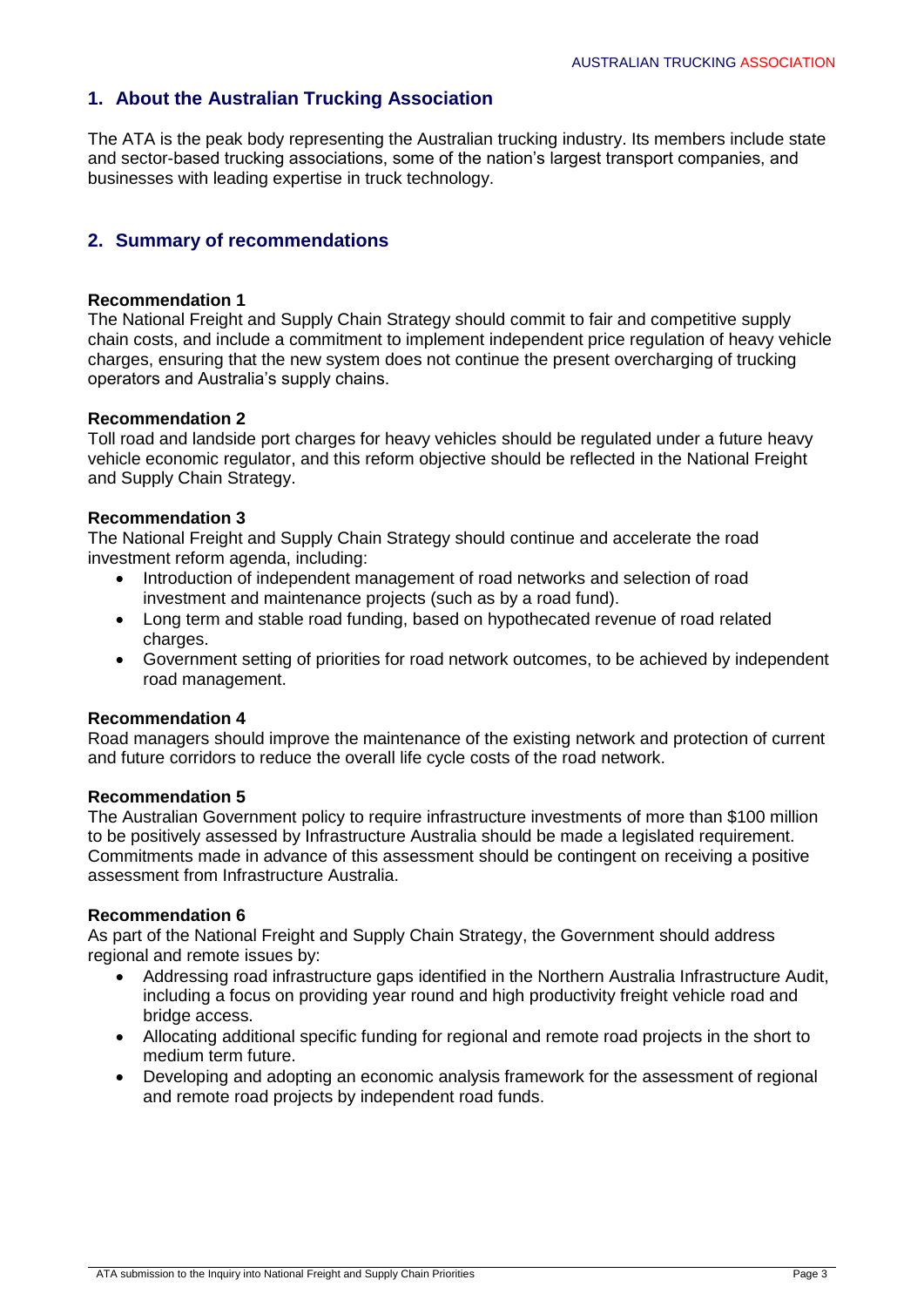## 1. About the Australian Trucking Association

The ATA is the peak body representing the Australian trucking industry. Its members include state and sector-based trucking associations, some of the nation's largest transport companies, and businesses with leading expertise in truck technology.

## 2. Summary of recommendations

**Recommendation 1**
The National Freight and Supply Chain Strategy should commit to fair and competitive supply chain costs, and include a commitment to implement independent price regulation of heavy vehicle charges, ensuring that the new system does not continue the present overcharging of trucking operators and Australia's supply chains.

**Recommendation 2**
Toll road and landside port charges for heavy vehicles should be regulated under a future heavy vehicle economic regulator, and this reform objective should be reflected in the National Freight and Supply Chain Strategy.

**Recommendation 3**
The National Freight and Supply Chain Strategy should continue and accelerate the road investment reform agenda, including:

- Introduction of independent management of road networks and selection of road investment and maintenance projects (such as by a road fund).
- Long term and stable road funding, based on hypothecated revenue of road related charges.
- Government setting of priorities for road network outcomes, to be achieved by independent road management.

**Recommendation 4**
Road managers should improve the maintenance of the existing network and protection of current and future corridors to reduce the overall life cycle costs of the road network.

**Recommendation 5**
The Australian Government policy to require infrastructure investments of more than $100 million to be positively assessed by Infrastructure Australia should be made a legislated requirement. Commitments made in advance of this assessment should be contingent on receiving a positive assessment from Infrastructure Australia.

**Recommendation 6**
As part of the National Freight and Supply Chain Strategy, the Government should address regional and remote issues by:

- Addressing road infrastructure gaps identified in the Northern Australia Infrastructure Audit, including a focus on providing year round and high productivity freight vehicle road and bridge access.
- Allocating additional specific funding for regional and remote road projects in the short to medium term future.
- Developing and adopting an economic analysis framework for the assessment of regional and remote road projects by independent road funds.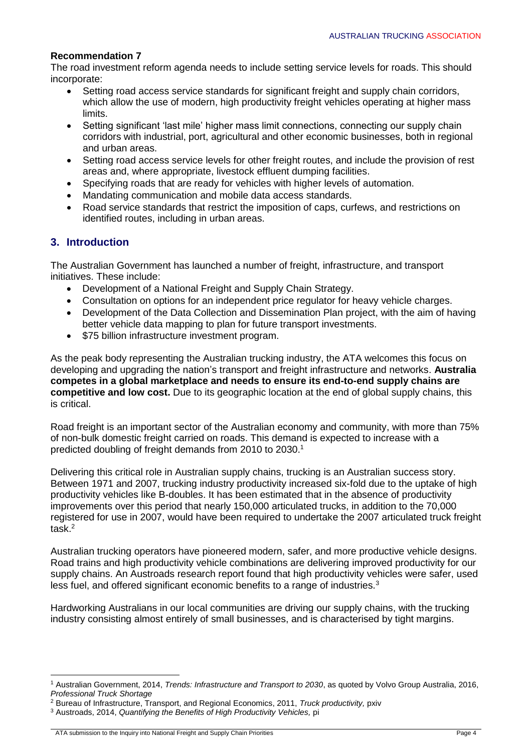**Recommendation 7**

The road investment reform agenda needs to include setting service levels for roads. This should incorporate:

- Setting road access service standards for significant freight and supply chain corridors, which allow the use of modern, high productivity freight vehicles operating at higher mass limits.
- Setting significant 'last mile' higher mass limit connections, connecting our supply chain corridors with industrial, port, agricultural and other economic businesses, both in regional and urban areas.
- Setting road access service levels for other freight routes, and include the provision of rest areas and, where appropriate, livestock effluent dumping facilities.
- Specifying roads that are ready for vehicles with higher levels of automation.
- Mandating communication and mobile data access standards.
- Road service standards that restrict the imposition of caps, curfews, and restrictions on identified routes, including in urban areas.

## 3. Introduction

The Australian Government has launched a number of freight, infrastructure, and transport initiatives. These include:

- Development of a National Freight and Supply Chain Strategy.
- Consultation on options for an independent price regulator for heavy vehicle charges.
- Development of the Data Collection and Dissemination Plan project, with the aim of having better vehicle data mapping to plan for future transport investments.
- $75 billion infrastructure investment program.

As the peak body representing the Australian trucking industry, the ATA welcomes this focus on developing and upgrading the nation's transport and freight infrastructure and networks. **Australia competes in a global marketplace and needs to ensure its end-to-end supply chains are competitive and low cost.** Due to its geographic location at the end of global supply chains, this is critical.

Road freight is an important sector of the Australian economy and community, with more than 75% of non-bulk domestic freight carried on roads. This demand is expected to increase with a predicted doubling of freight demands from 2010 to 2030.[1]

Delivering this critical role in Australian supply chains, trucking is an Australian success story. Between 1971 and 2007, trucking industry productivity increased six-fold due to the uptake of high productivity vehicles like B-doubles. It has been estimated that in the absence of productivity improvements over this period that nearly 150,000 articulated trucks, in addition to the 70,000 registered for use in 2007, would have been required to undertake the 2007 articulated truck freight task.[2]

Australian trucking operators have pioneered modern, safer, and more productive vehicle designs. Road trains and high productivity vehicle combinations are delivering improved productivity for our supply chains. An Austroads research report found that high productivity vehicles were safer, used less fuel, and offered significant economic benefits to a range of industries.[3]

Hardworking Australians in our local communities are driving our supply chains, with the trucking industry consisting almost entirely of small businesses, and is characterised by tight margins.

---

[1] Australian Government, 2014, *Trends: Infrastructure and Transport to 2030*, as quoted by Volvo Group Australia, 2016, *Professional Truck Shortage*

[2] Bureau of Infrastructure, Transport, and Regional Economics, 2011, *Truck productivity,* pxiv

[3] Austroads, 2014, *Quantifying the Benefits of High Productivity Vehicles,* pi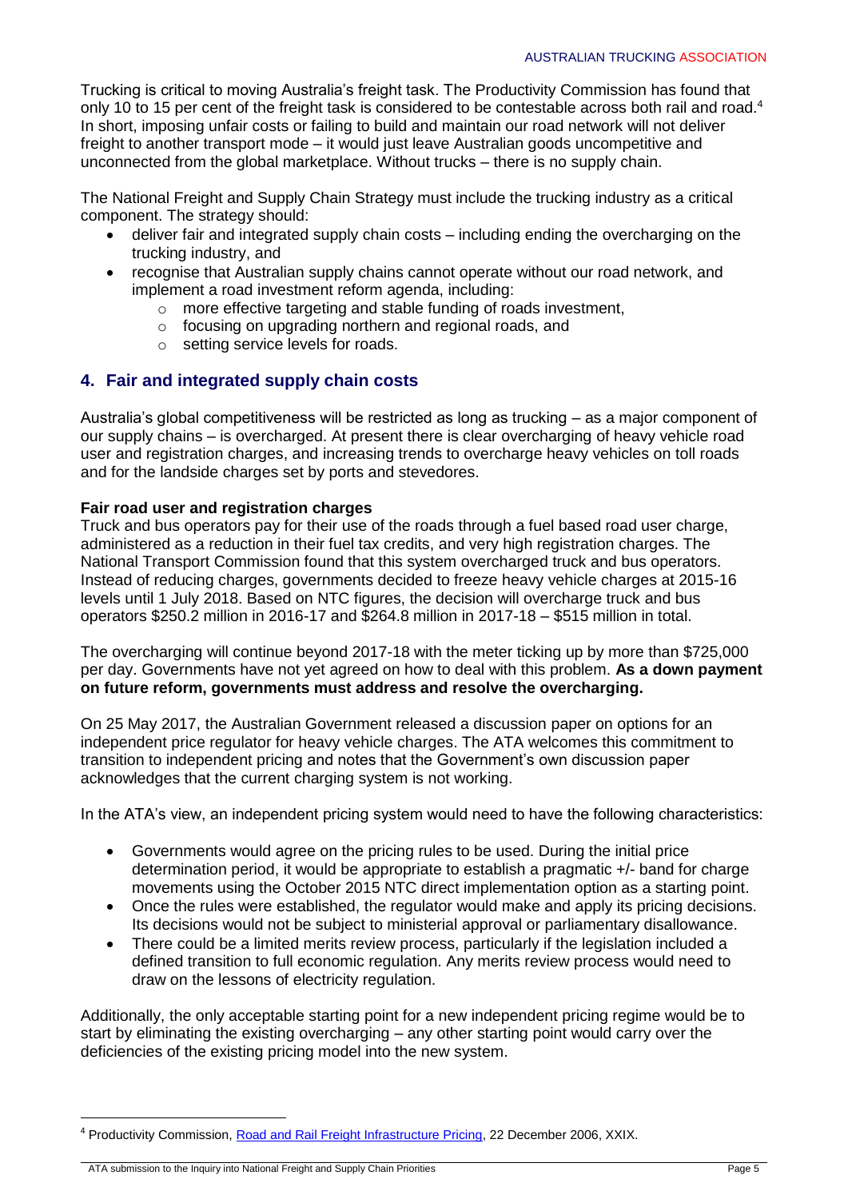Trucking is critical to moving Australia's freight task. The Productivity Commission has found that only 10 to 15 per cent of the freight task is considered to be contestable across both rail and road.[4] In short, imposing unfair costs or failing to build and maintain our road network will not deliver freight to another transport mode – it would just leave Australian goods uncompetitive and unconnected from the global marketplace. Without trucks – there is no supply chain.

The National Freight and Supply Chain Strategy must include the trucking industry as a critical component. The strategy should:

- deliver fair and integrated supply chain costs – including ending the overcharging on the trucking industry, and
- recognise that Australian supply chains cannot operate without our road network, and implement a road investment reform agenda, including:
  - more effective targeting and stable funding of roads investment,
  - focusing on upgrading northern and regional roads, and
  - setting service levels for roads.

## 4. Fair and integrated supply chain costs

Australia's global competitiveness will be restricted as long as trucking – as a major component of our supply chains – is overcharged. At present there is clear overcharging of heavy vehicle road user and registration charges, and increasing trends to overcharge heavy vehicles on toll roads and for the landside charges set by ports and stevedores.

**Fair road user and registration charges**

Truck and bus operators pay for their use of the roads through a fuel based road user charge, administered as a reduction in their fuel tax credits, and very high registration charges. The National Transport Commission found that this system overcharged truck and bus operators. Instead of reducing charges, governments decided to freeze heavy vehicle charges at 2015-16 levels until 1 July 2018. Based on NTC figures, the decision will overcharge truck and bus operators \$250.2 million in 2016-17 and \$264.8 million in 2017-18 – \$515 million in total.

The overcharging will continue beyond 2017-18 with the meter ticking up by more than \$725,000 per day. Governments have not yet agreed on how to deal with this problem. **As a down payment on future reform, governments must address and resolve the overcharging.**

On 25 May 2017, the Australian Government released a discussion paper on options for an independent price regulator for heavy vehicle charges. The ATA welcomes this commitment to transition to independent pricing and notes that the Government's own discussion paper acknowledges that the current charging system is not working.

In the ATA's view, an independent pricing system would need to have the following characteristics:

- Governments would agree on the pricing rules to be used. During the initial price determination period, it would be appropriate to establish a pragmatic +/- band for charge movements using the October 2015 NTC direct implementation option as a starting point.
- Once the rules were established, the regulator would make and apply its pricing decisions. Its decisions would not be subject to ministerial approval or parliamentary disallowance.
- There could be a limited merits review process, particularly if the legislation included a defined transition to full economic regulation. Any merits review process would need to draw on the lessons of electricity regulation.

Additionally, the only acceptable starting point for a new independent pricing regime would be to start by eliminating the existing overcharging – any other starting point would carry over the deficiencies of the existing pricing model into the new system.

---

[4] Productivity Commission, Road and Rail Freight Infrastructure Pricing, 22 December 2006, XXIX.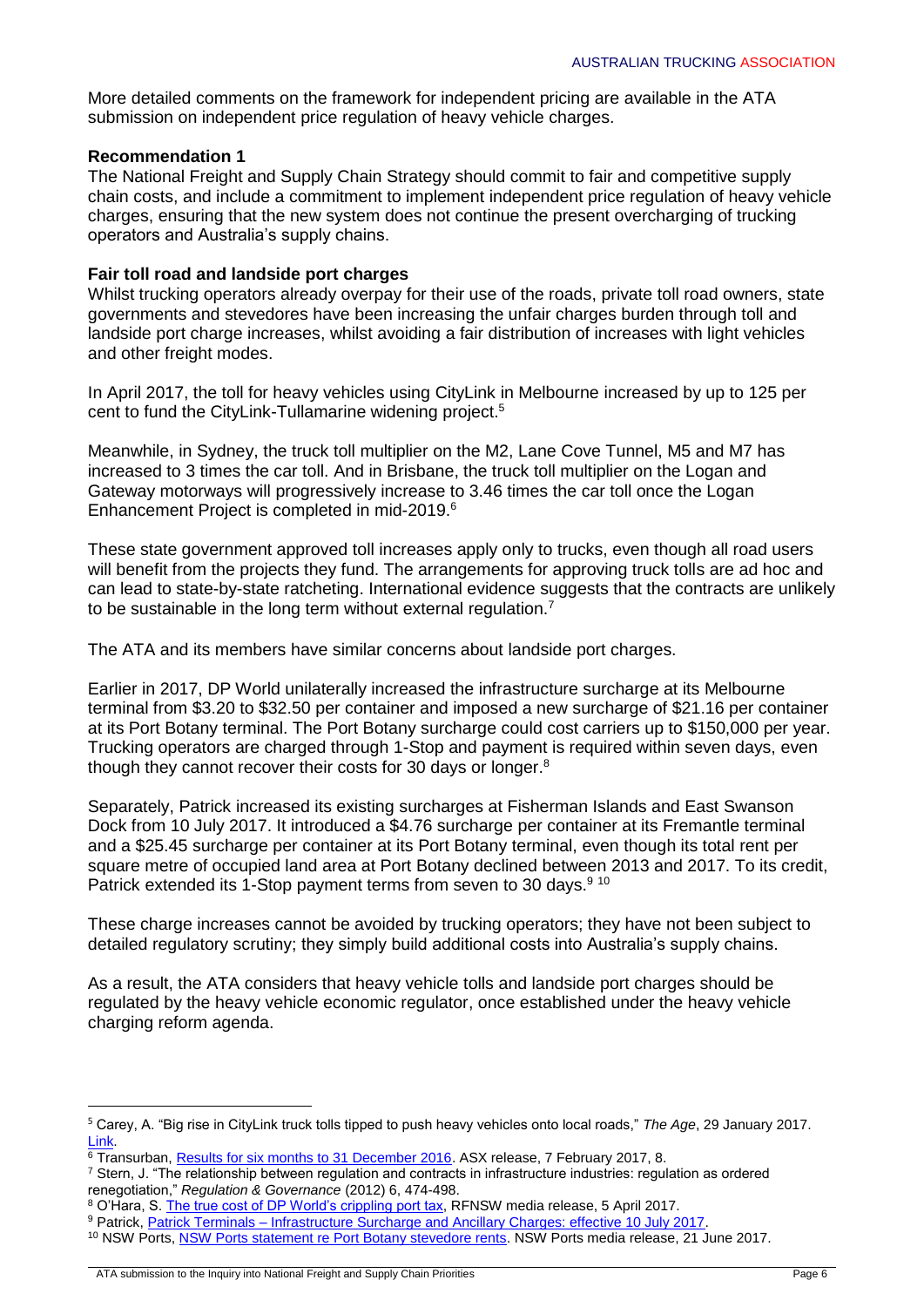More detailed comments on the framework for independent pricing are available in the ATA submission on independent price regulation of heavy vehicle charges.

**Recommendation 1**
The National Freight and Supply Chain Strategy should commit to fair and competitive supply chain costs, and include a commitment to implement independent price regulation of heavy vehicle charges, ensuring that the new system does not continue the present overcharging of trucking operators and Australia's supply chains.

**Fair toll road and landside port charges**
Whilst trucking operators already overpay for their use of the roads, private toll road owners, state governments and stevedores have been increasing the unfair charges burden through toll and landside port charge increases, whilst avoiding a fair distribution of increases with light vehicles and other freight modes.

In April 2017, the toll for heavy vehicles using CityLink in Melbourne increased by up to 125 per cent to fund the CityLink-Tullamarine widening project.[5]

Meanwhile, in Sydney, the truck toll multiplier on the M2, Lane Cove Tunnel, M5 and M7 has increased to 3 times the car toll. And in Brisbane, the truck toll multiplier on the Logan and Gateway motorways will progressively increase to 3.46 times the car toll once the Logan Enhancement Project is completed in mid-2019.[6]

These state government approved toll increases apply only to trucks, even though all road users will benefit from the projects they fund. The arrangements for approving truck tolls are ad hoc and can lead to state-by-state ratcheting. International evidence suggests that the contracts are unlikely to be sustainable in the long term without external regulation.[7]

The ATA and its members have similar concerns about landside port charges.

Earlier in 2017, DP World unilaterally increased the infrastructure surcharge at its Melbourne terminal from $3.20 to $32.50 per container and imposed a new surcharge of $21.16 per container at its Port Botany terminal. The Port Botany surcharge could cost carriers up to $150,000 per year. Trucking operators are charged through 1-Stop and payment is required within seven days, even though they cannot recover their costs for 30 days or longer.[8]

Separately, Patrick increased its existing surcharges at Fisherman Islands and East Swanson Dock from 10 July 2017. It introduced a $4.76 surcharge per container at its Fremantle terminal and a $25.45 surcharge per container at its Port Botany terminal, even though its total rent per square metre of occupied land area at Port Botany declined between 2013 and 2017. To its credit, Patrick extended its 1-Stop payment terms from seven to 30 days.[9] [10]

These charge increases cannot be avoided by trucking operators; they have not been subject to detailed regulatory scrutiny; they simply build additional costs into Australia's supply chains.

As a result, the ATA considers that heavy vehicle tolls and landside port charges should be regulated by the heavy vehicle economic regulator, once established under the heavy vehicle charging reform agenda.

---

[5] Carey, A. "Big rise in CityLink truck tolls tipped to push heavy vehicles onto local roads," *The Age*, 29 January 2017. Link.

[6] Transurban, Results for six months to 31 December 2016. ASX release, 7 February 2017, 8.

[7] Stern, J. "The relationship between regulation and contracts in infrastructure industries: regulation as ordered renegotiation," *Regulation & Governance* (2012) 6, 474-498.

[8] O'Hara, S. The true cost of DP World's crippling port tax, RFNSW media release, 5 April 2017.

[9] Patrick, Patrick Terminals – Infrastructure Surcharge and Ancillary Charges: effective 10 July 2017.

[10] NSW Ports, NSW Ports statement re Port Botany stevedore rents. NSW Ports media release, 21 June 2017.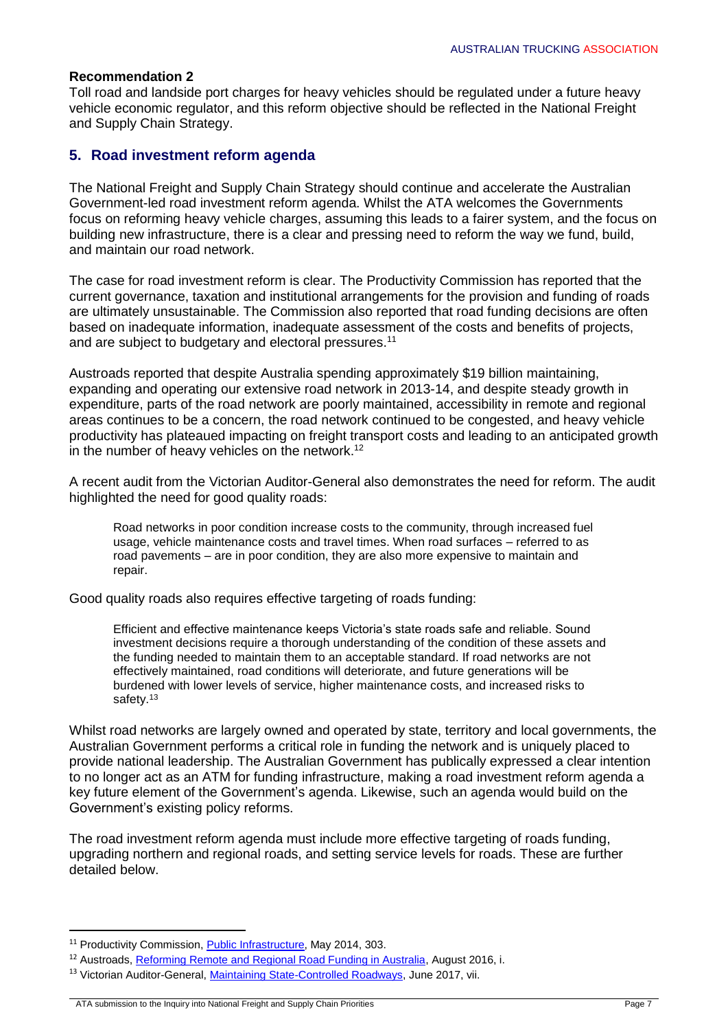**Recommendation 2**

Toll road and landside port charges for heavy vehicles should be regulated under a future heavy vehicle economic regulator, and this reform objective should be reflected in the National Freight and Supply Chain Strategy.

## 5. Road investment reform agenda

The National Freight and Supply Chain Strategy should continue and accelerate the Australian Government-led road investment reform agenda. Whilst the ATA welcomes the Governments focus on reforming heavy vehicle charges, assuming this leads to a fairer system, and the focus on building new infrastructure, there is a clear and pressing need to reform the way we fund, build, and maintain our road network.

The case for road investment reform is clear. The Productivity Commission has reported that the current governance, taxation and institutional arrangements for the provision and funding of roads are ultimately unsustainable. The Commission also reported that road funding decisions are often based on inadequate information, inadequate assessment of the costs and benefits of projects, and are subject to budgetary and electoral pressures.[11]

Austroads reported that despite Australia spending approximately $19 billion maintaining, expanding and operating our extensive road network in 2013-14, and despite steady growth in expenditure, parts of the road network are poorly maintained, accessibility in remote and regional areas continues to be a concern, the road network continued to be congested, and heavy vehicle productivity has plateaued impacting on freight transport costs and leading to an anticipated growth in the number of heavy vehicles on the network.[12]

A recent audit from the Victorian Auditor-General also demonstrates the need for reform. The audit highlighted the need for good quality roads:

> Road networks in poor condition increase costs to the community, through increased fuel usage, vehicle maintenance costs and travel times. When road surfaces – referred to as road pavements – are in poor condition, they are also more expensive to maintain and repair.

Good quality roads also requires effective targeting of roads funding:

> Efficient and effective maintenance keeps Victoria's state roads safe and reliable. Sound investment decisions require a thorough understanding of the condition of these assets and the funding needed to maintain them to an acceptable standard. If road networks are not effectively maintained, road conditions will deteriorate, and future generations will be burdened with lower levels of service, higher maintenance costs, and increased risks to safety.[13]

Whilst road networks are largely owned and operated by state, territory and local governments, the Australian Government performs a critical role in funding the network and is uniquely placed to provide national leadership. The Australian Government has publically expressed a clear intention to no longer act as an ATM for funding infrastructure, making a road investment reform agenda a key future element of the Government's agenda. Likewise, such an agenda would build on the Government's existing policy reforms.

The road investment reform agenda must include more effective targeting of roads funding, upgrading northern and regional roads, and setting service levels for roads. These are further detailed below.

---

[11] Productivity Commission, Public Infrastructure, May 2014, 303.

[12] Austroads, Reforming Remote and Regional Road Funding in Australia, August 2016, i.

[13] Victorian Auditor-General, Maintaining State-Controlled Roadways, June 2017, vii.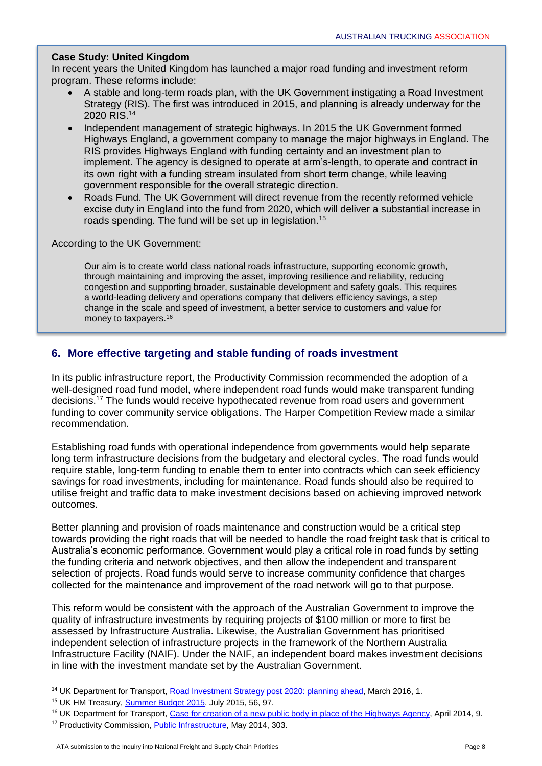**Case Study: United Kingdom**

In recent years the United Kingdom has launched a major road funding and investment reform program. These reforms include:

- A stable and long-term roads plan, with the UK Government instigating a Road Investment Strategy (RIS). The first was introduced in 2015, and planning is already underway for the 2020 RIS.[14]
- Independent management of strategic highways. In 2015 the UK Government formed Highways England, a government company to manage the major highways in England. The RIS provides Highways England with funding certainty and an investment plan to implement. The agency is designed to operate at arm's-length, to operate and contract in its own right with a funding stream insulated from short term change, while leaving government responsible for the overall strategic direction.
- Roads Fund. The UK Government will direct revenue from the recently reformed vehicle excise duty in England into the fund from 2020, which will deliver a substantial increase in roads spending. The fund will be set up in legislation.[15]

According to the UK Government:

> Our aim is to create world class national roads infrastructure, supporting economic growth, through maintaining and improving the asset, improving resilience and reliability, reducing congestion and supporting broader, sustainable development and safety goals. This requires a world-leading delivery and operations company that delivers efficiency savings, a step change in the scale and speed of investment, a better service to customers and value for money to taxpayers.[16]

## 6. More effective targeting and stable funding of roads investment

In its public infrastructure report, the Productivity Commission recommended the adoption of a well-designed road fund model, where independent road funds would make transparent funding decisions.[17] The funds would receive hypothecated revenue from road users and government funding to cover community service obligations. The Harper Competition Review made a similar recommendation.

Establishing road funds with operational independence from governments would help separate long term infrastructure decisions from the budgetary and electoral cycles. The road funds would require stable, long-term funding to enable them to enter into contracts which can seek efficiency savings for road investments, including for maintenance. Road funds should also be required to utilise freight and traffic data to make investment decisions based on achieving improved network outcomes.

Better planning and provision of roads maintenance and construction would be a critical step towards providing the right roads that will be needed to handle the road freight task that is critical to Australia's economic performance. Government would play a critical role in road funds by setting the funding criteria and network objectives, and then allow the independent and transparent selection of projects. Road funds would serve to increase community confidence that charges collected for the maintenance and improvement of the road network will go to that purpose.

This reform would be consistent with the approach of the Australian Government to improve the quality of infrastructure investments by requiring projects of $100 million or more to first be assessed by Infrastructure Australia. Likewise, the Australian Government has prioritised independent selection of infrastructure projects in the framework of the Northern Australia Infrastructure Facility (NAIF). Under the NAIF, an independent board makes investment decisions in line with the investment mandate set by the Australian Government.

---

[14] UK Department for Transport, Road Investment Strategy post 2020: planning ahead, March 2016, 1.

[15] UK HM Treasury, Summer Budget 2015, July 2015, 56, 97.

[16] UK Department for Transport, Case for creation of a new public body in place of the Highways Agency, April 2014, 9.

[17] Productivity Commission, Public Infrastructure, May 2014, 303.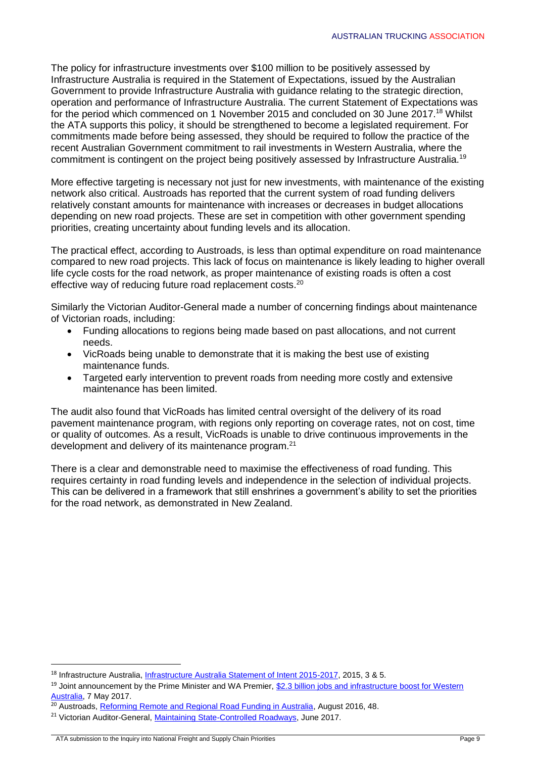The policy for infrastructure investments over $100 million to be positively assessed by Infrastructure Australia is required in the Statement of Expectations, issued by the Australian Government to provide Infrastructure Australia with guidance relating to the strategic direction, operation and performance of Infrastructure Australia. The current Statement of Expectations was for the period which commenced on 1 November 2015 and concluded on 30 June 2017.[18] Whilst the ATA supports this policy, it should be strengthened to become a legislated requirement. For commitments made before being assessed, they should be required to follow the practice of the recent Australian Government commitment to rail investments in Western Australia, where the commitment is contingent on the project being positively assessed by Infrastructure Australia.[19]

More effective targeting is necessary not just for new investments, with maintenance of the existing network also critical. Austroads has reported that the current system of road funding delivers relatively constant amounts for maintenance with increases or decreases in budget allocations depending on new road projects. These are set in competition with other government spending priorities, creating uncertainty about funding levels and its allocation.

The practical effect, according to Austroads, is less than optimal expenditure on road maintenance compared to new road projects. This lack of focus on maintenance is likely leading to higher overall life cycle costs for the road network, as proper maintenance of existing roads is often a cost effective way of reducing future road replacement costs.[20]

Similarly the Victorian Auditor-General made a number of concerning findings about maintenance of Victorian roads, including:

- Funding allocations to regions being made based on past allocations, and not current needs.
- VicRoads being unable to demonstrate that it is making the best use of existing maintenance funds.
- Targeted early intervention to prevent roads from needing more costly and extensive maintenance has been limited.

The audit also found that VicRoads has limited central oversight of the delivery of its road pavement maintenance program, with regions only reporting on coverage rates, not on cost, time or quality of outcomes. As a result, VicRoads is unable to drive continuous improvements in the development and delivery of its maintenance program.[21]

There is a clear and demonstrable need to maximise the effectiveness of road funding. This requires certainty in road funding levels and independence in the selection of individual projects. This can be delivered in a framework that still enshrines a government's ability to set the priorities for the road network, as demonstrated in New Zealand.

---

[18] Infrastructure Australia, Infrastructure Australia Statement of Intent 2015-2017, 2015, 3 & 5.

[19] Joint announcement by the Prime Minister and WA Premier, $2.3 billion jobs and infrastructure boost for Western Australia, 7 May 2017.

[20] Austroads, Reforming Remote and Regional Road Funding in Australia, August 2016, 48.

[21] Victorian Auditor-General, Maintaining State-Controlled Roadways, June 2017.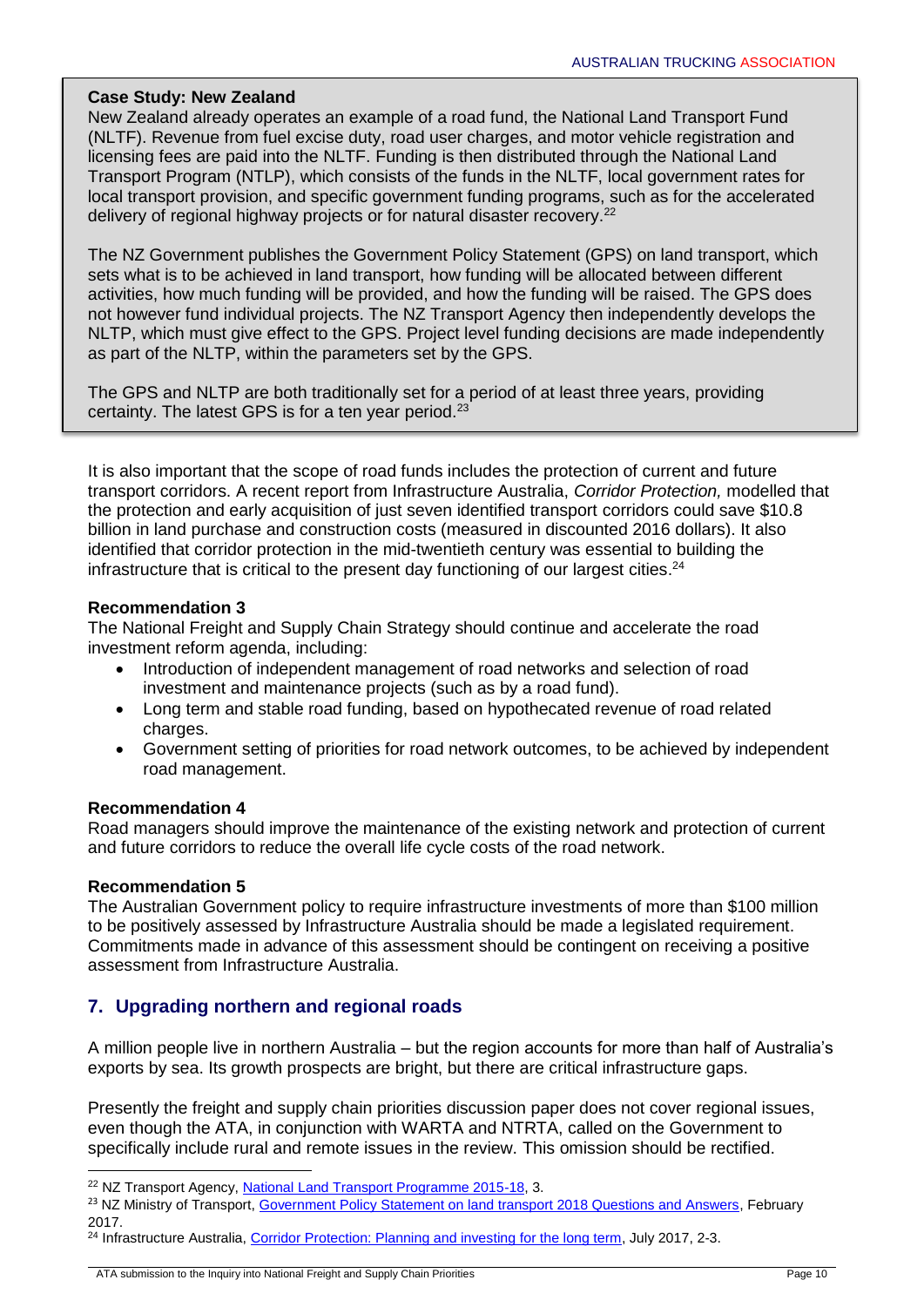**Case Study: New Zealand**

New Zealand already operates an example of a road fund, the National Land Transport Fund (NLTF). Revenue from fuel excise duty, road user charges, and motor vehicle registration and licensing fees are paid into the NLTF. Funding is then distributed through the National Land Transport Program (NTLP), which consists of the funds in the NLTF, local government rates for local transport provision, and specific government funding programs, such as for the accelerated delivery of regional highway projects or for natural disaster recovery.[22]

The NZ Government publishes the Government Policy Statement (GPS) on land transport, which sets what is to be achieved in land transport, how funding will be allocated between different activities, how much funding will be provided, and how the funding will be raised. The GPS does not however fund individual projects. The NZ Transport Agency then independently develops the NLTP, which must give effect to the GPS. Project level funding decisions are made independently as part of the NLTP, within the parameters set by the GPS.

The GPS and NLTP are both traditionally set for a period of at least three years, providing certainty. The latest GPS is for a ten year period.[23]

It is also important that the scope of road funds includes the protection of current and future transport corridors. A recent report from Infrastructure Australia, *Corridor Protection,* modelled that the protection and early acquisition of just seven identified transport corridors could save $10.8 billion in land purchase and construction costs (measured in discounted 2016 dollars). It also identified that corridor protection in the mid-twentieth century was essential to building the infrastructure that is critical to the present day functioning of our largest cities.[24]

**Recommendation 3**

The National Freight and Supply Chain Strategy should continue and accelerate the road investment reform agenda, including:

- Introduction of independent management of road networks and selection of road investment and maintenance projects (such as by a road fund).
- Long term and stable road funding, based on hypothecated revenue of road related charges.
- Government setting of priorities for road network outcomes, to be achieved by independent road management.

**Recommendation 4**

Road managers should improve the maintenance of the existing network and protection of current and future corridors to reduce the overall life cycle costs of the road network.

**Recommendation 5**

The Australian Government policy to require infrastructure investments of more than $100 million to be positively assessed by Infrastructure Australia should be made a legislated requirement. Commitments made in advance of this assessment should be contingent on receiving a positive assessment from Infrastructure Australia.

## 7. Upgrading northern and regional roads

A million people live in northern Australia – but the region accounts for more than half of Australia's exports by sea. Its growth prospects are bright, but there are critical infrastructure gaps.

Presently the freight and supply chain priorities discussion paper does not cover regional issues, even though the ATA, in conjunction with WARTA and NTRTA, called on the Government to specifically include rural and remote issues in the review. This omission should be rectified.

---

[22] NZ Transport Agency, National Land Transport Programme 2015-18, 3.

[23] NZ Ministry of Transport, Government Policy Statement on land transport 2018 Questions and Answers, February 2017.

[24] Infrastructure Australia, Corridor Protection: Planning and investing for the long term, July 2017, 2-3.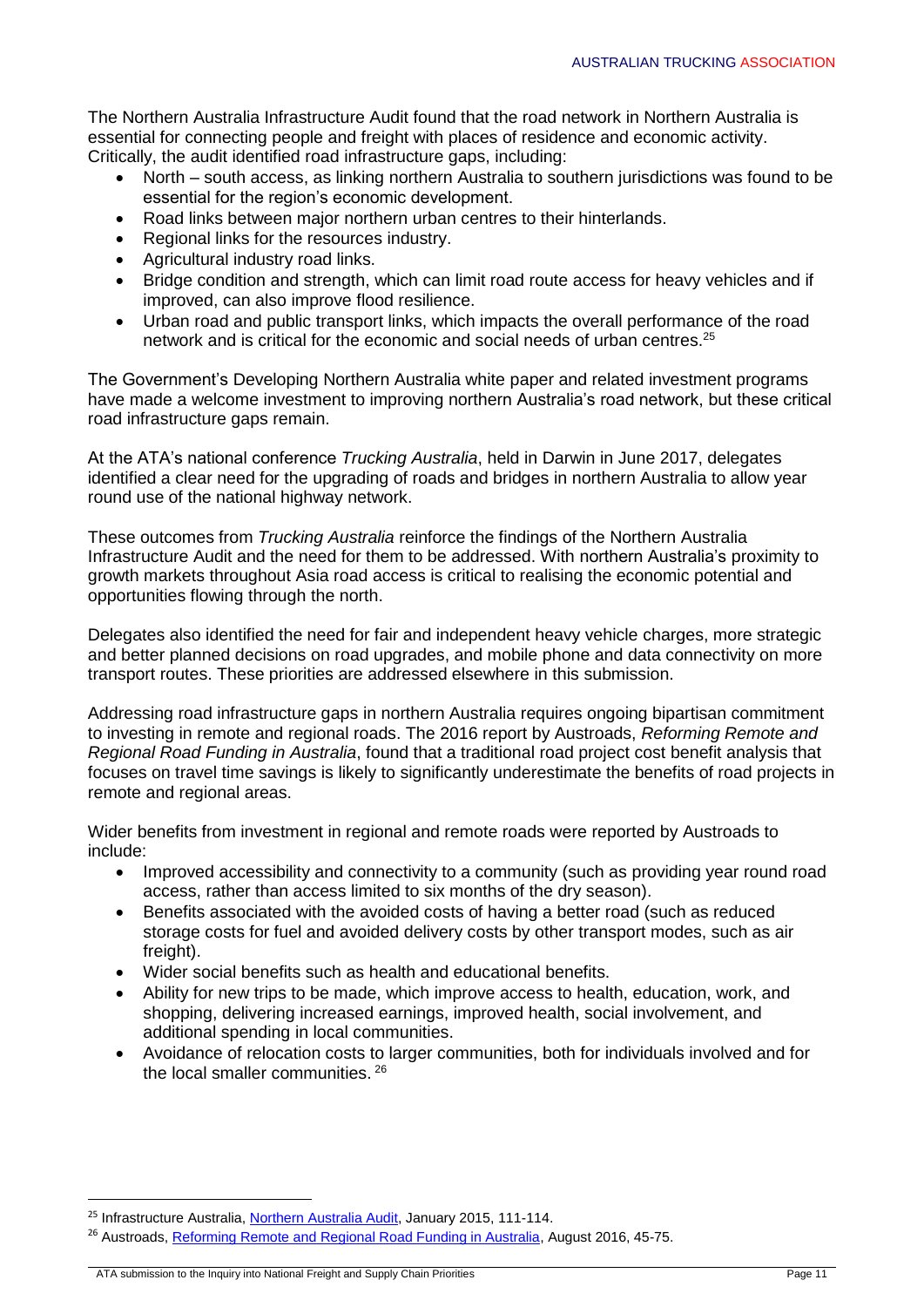The Northern Australia Infrastructure Audit found that the road network in Northern Australia is essential for connecting people and freight with places of residence and economic activity. Critically, the audit identified road infrastructure gaps, including:

- North – south access, as linking northern Australia to southern jurisdictions was found to be essential for the region's economic development.
- Road links between major northern urban centres to their hinterlands.
- Regional links for the resources industry.
- Agricultural industry road links.
- Bridge condition and strength, which can limit road route access for heavy vehicles and if improved, can also improve flood resilience.
- Urban road and public transport links, which impacts the overall performance of the road network and is critical for the economic and social needs of urban centres.[25]

The Government's Developing Northern Australia white paper and related investment programs have made a welcome investment to improving northern Australia's road network, but these critical road infrastructure gaps remain.

At the ATA's national conference *Trucking Australia*, held in Darwin in June 2017, delegates identified a clear need for the upgrading of roads and bridges in northern Australia to allow year round use of the national highway network.

These outcomes from *Trucking Australia* reinforce the findings of the Northern Australia Infrastructure Audit and the need for them to be addressed. With northern Australia's proximity to growth markets throughout Asia road access is critical to realising the economic potential and opportunities flowing through the north.

Delegates also identified the need for fair and independent heavy vehicle charges, more strategic and better planned decisions on road upgrades, and mobile phone and data connectivity on more transport routes. These priorities are addressed elsewhere in this submission.

Addressing road infrastructure gaps in northern Australia requires ongoing bipartisan commitment to investing in remote and regional roads. The 2016 report by Austroads, *Reforming Remote and Regional Road Funding in Australia*, found that a traditional road project cost benefit analysis that focuses on travel time savings is likely to significantly underestimate the benefits of road projects in remote and regional areas.

Wider benefits from investment in regional and remote roads were reported by Austroads to include:

- Improved accessibility and connectivity to a community (such as providing year round road access, rather than access limited to six months of the dry season).
- Benefits associated with the avoided costs of having a better road (such as reduced storage costs for fuel and avoided delivery costs by other transport modes, such as air freight).
- Wider social benefits such as health and educational benefits.
- Ability for new trips to be made, which improve access to health, education, work, and shopping, delivering increased earnings, improved health, social involvement, and additional spending in local communities.
- Avoidance of relocation costs to larger communities, both for individuals involved and for the local smaller communities.[26]

---

[25] Infrastructure Australia, Northern Australia Audit, January 2015, 111-114.

[26] Austroads, Reforming Remote and Regional Road Funding in Australia, August 2016, 45-75.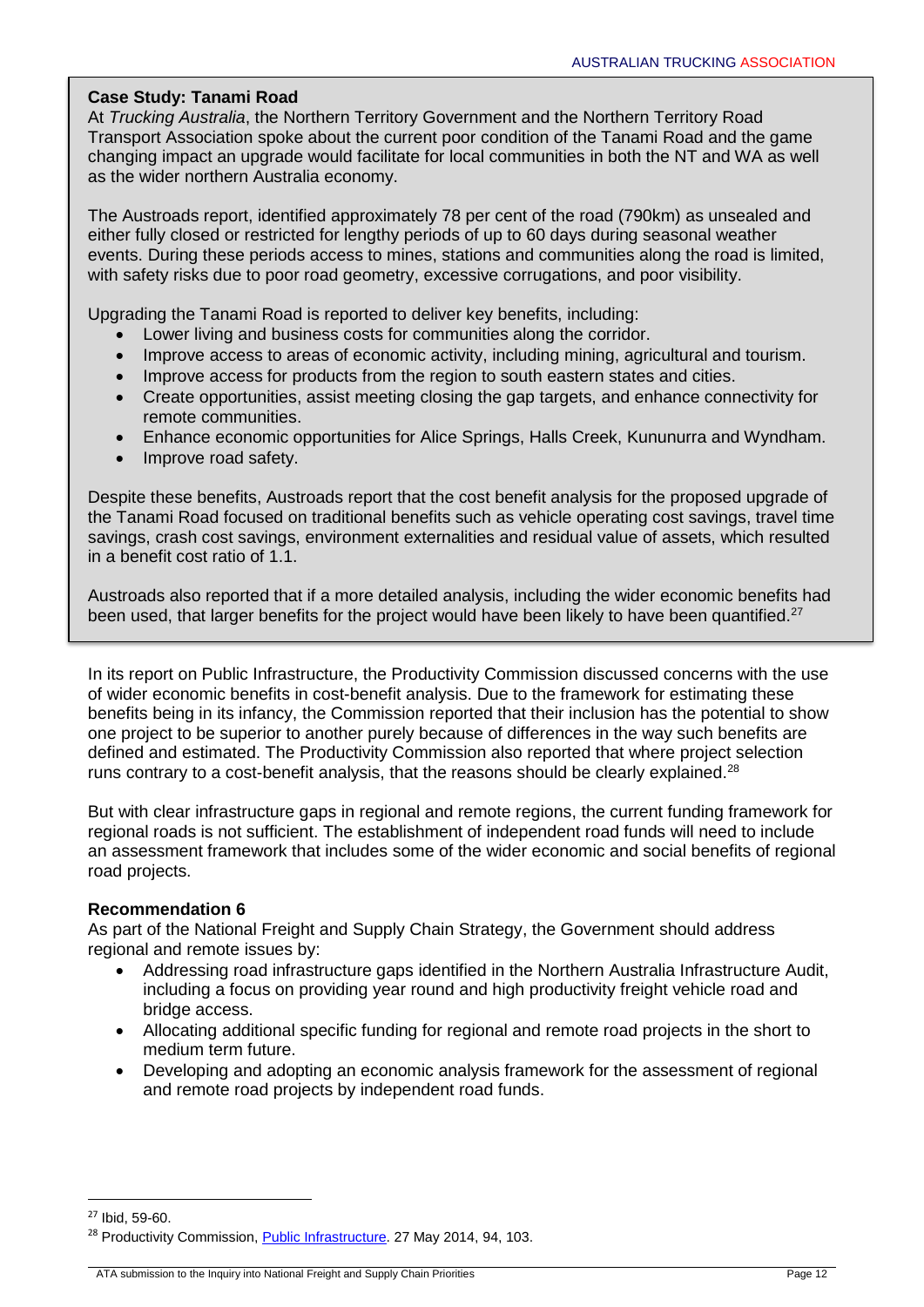**Case Study: Tanami Road**

At *Trucking Australia*, the Northern Territory Government and the Northern Territory Road Transport Association spoke about the current poor condition of the Tanami Road and the game changing impact an upgrade would facilitate for local communities in both the NT and WA as well as the wider northern Australia economy.

The Austroads report, identified approximately 78 per cent of the road (790km) as unsealed and either fully closed or restricted for lengthy periods of up to 60 days during seasonal weather events. During these periods access to mines, stations and communities along the road is limited, with safety risks due to poor road geometry, excessive corrugations, and poor visibility.

Upgrading the Tanami Road is reported to deliver key benefits, including:

- Lower living and business costs for communities along the corridor.
- Improve access to areas of economic activity, including mining, agricultural and tourism.
- Improve access for products from the region to south eastern states and cities.
- Create opportunities, assist meeting closing the gap targets, and enhance connectivity for remote communities.
- Enhance economic opportunities for Alice Springs, Halls Creek, Kununurra and Wyndham.
- Improve road safety.

Despite these benefits, Austroads report that the cost benefit analysis for the proposed upgrade of the Tanami Road focused on traditional benefits such as vehicle operating cost savings, travel time savings, crash cost savings, environment externalities and residual value of assets, which resulted in a benefit cost ratio of 1.1.

Austroads also reported that if a more detailed analysis, including the wider economic benefits had been used, that larger benefits for the project would have been likely to have been quantified.[27]

In its report on Public Infrastructure, the Productivity Commission discussed concerns with the use of wider economic benefits in cost-benefit analysis. Due to the framework for estimating these benefits being in its infancy, the Commission reported that their inclusion has the potential to show one project to be superior to another purely because of differences in the way such benefits are defined and estimated. The Productivity Commission also reported that where project selection runs contrary to a cost-benefit analysis, that the reasons should be clearly explained.[28]

But with clear infrastructure gaps in regional and remote regions, the current funding framework for regional roads is not sufficient. The establishment of independent road funds will need to include an assessment framework that includes some of the wider economic and social benefits of regional road projects.

**Recommendation 6**

As part of the National Freight and Supply Chain Strategy, the Government should address regional and remote issues by:

- Addressing road infrastructure gaps identified in the Northern Australia Infrastructure Audit, including a focus on providing year round and high productivity freight vehicle road and bridge access.
- Allocating additional specific funding for regional and remote road projects in the short to medium term future.
- Developing and adopting an economic analysis framework for the assessment of regional and remote road projects by independent road funds.

---

[27] Ibid, 59-60.

[28] Productivity Commission, Public Infrastructure. 27 May 2014, 94, 103.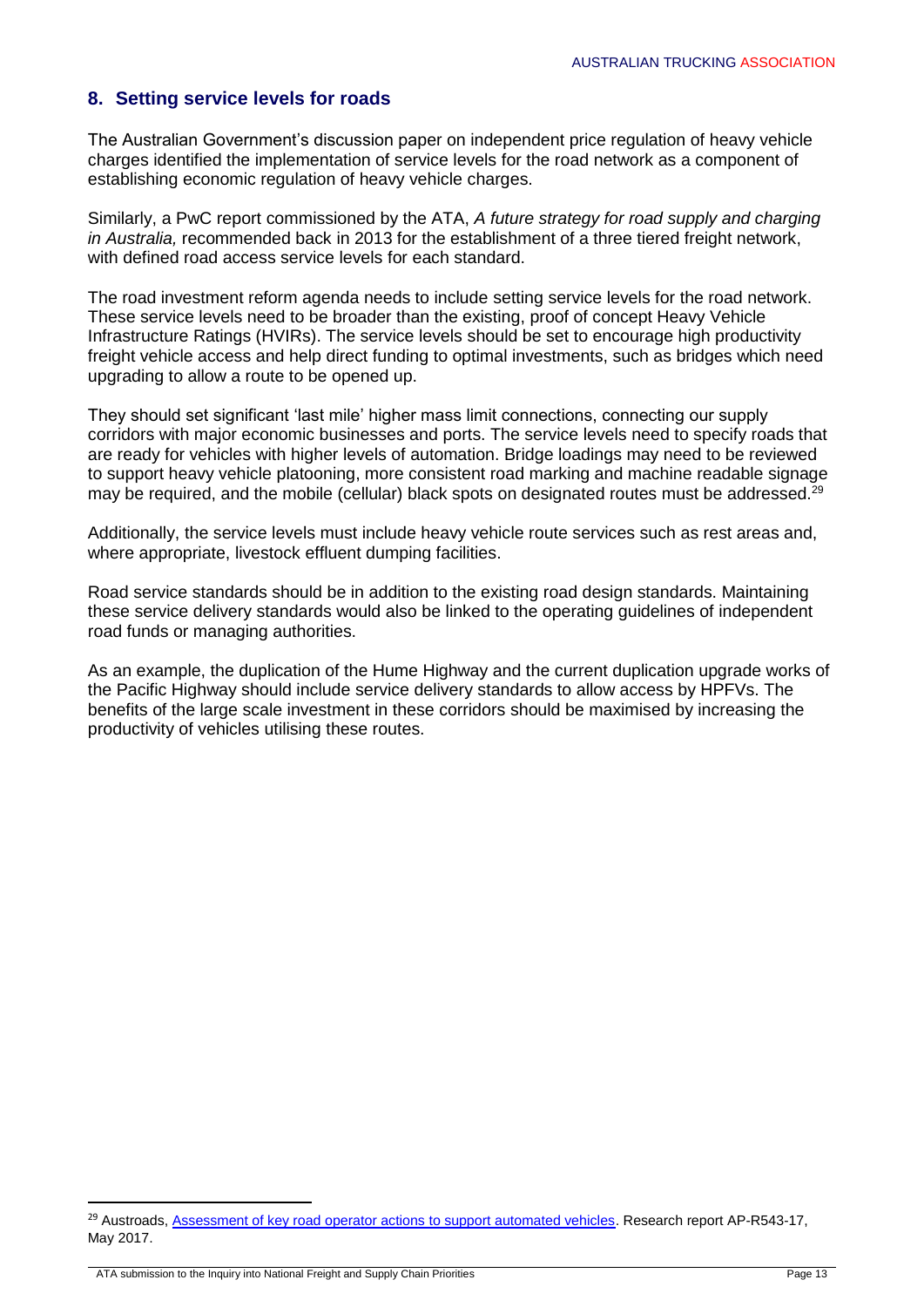## 8. Setting service levels for roads

The Australian Government's discussion paper on independent price regulation of heavy vehicle charges identified the implementation of service levels for the road network as a component of establishing economic regulation of heavy vehicle charges.

Similarly, a PwC report commissioned by the ATA, *A future strategy for road supply and charging in Australia,* recommended back in 2013 for the establishment of a three tiered freight network, with defined road access service levels for each standard.

The road investment reform agenda needs to include setting service levels for the road network. These service levels need to be broader than the existing, proof of concept Heavy Vehicle Infrastructure Ratings (HVIRs). The service levels should be set to encourage high productivity freight vehicle access and help direct funding to optimal investments, such as bridges which need upgrading to allow a route to be opened up.

They should set significant 'last mile' higher mass limit connections, connecting our supply corridors with major economic businesses and ports. The service levels need to specify roads that are ready for vehicles with higher levels of automation. Bridge loadings may need to be reviewed to support heavy vehicle platooning, more consistent road marking and machine readable signage may be required, and the mobile (cellular) black spots on designated routes must be addressed.[29]

Additionally, the service levels must include heavy vehicle route services such as rest areas and, where appropriate, livestock effluent dumping facilities.

Road service standards should be in addition to the existing road design standards. Maintaining these service delivery standards would also be linked to the operating guidelines of independent road funds or managing authorities.

As an example, the duplication of the Hume Highway and the current duplication upgrade works of the Pacific Highway should include service delivery standards to allow access by HPFVs. The benefits of the large scale investment in these corridors should be maximised by increasing the productivity of vehicles utilising these routes.

---

[29] Austroads, Assessment of key road operator actions to support automated vehicles. Research report AP-R543-17, May 2017.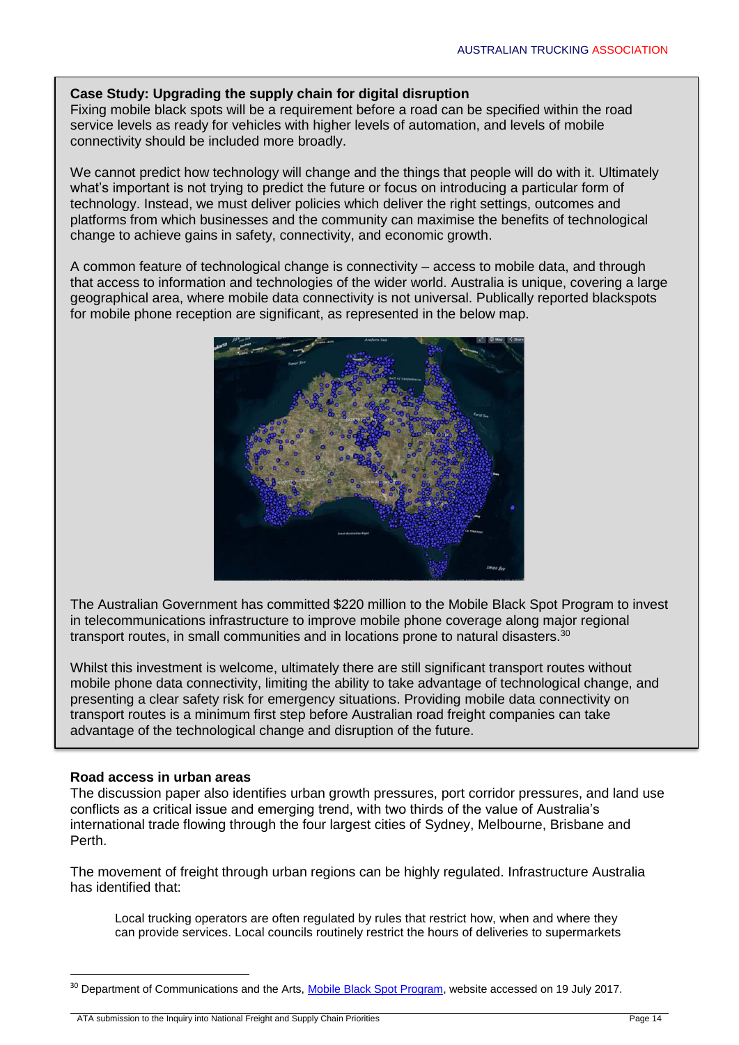**Case Study: Upgrading the supply chain for digital disruption**

Fixing mobile black spots will be a requirement before a road can be specified within the road service levels as ready for vehicles with higher levels of automation, and levels of mobile connectivity should be included more broadly.

We cannot predict how technology will change and the things that people will do with it. Ultimately what's important is not trying to predict the future or focus on introducing a particular form of technology. Instead, we must deliver policies which deliver the right settings, outcomes and platforms from which businesses and the community can maximise the benefits of technological change to achieve gains in safety, connectivity, and economic growth.

A common feature of technological change is connectivity – access to mobile data, and through that access to information and technologies of the wider world. Australia is unique, covering a large geographical area, where mobile data connectivity is not universal. Publically reported blackspots for mobile phone reception are significant, as represented in the below map.

The Australian Government has committed $220 million to the Mobile Black Spot Program to invest in telecommunications infrastructure to improve mobile phone coverage along major regional transport routes, in small communities and in locations prone to natural disasters.[30]

Whilst this investment is welcome, ultimately there are still significant transport routes without mobile phone data connectivity, limiting the ability to take advantage of technological change, and presenting a clear safety risk for emergency situations. Providing mobile data connectivity on transport routes is a minimum first step before Australian road freight companies can take advantage of the technological change and disruption of the future.

**Road access in urban areas**

The discussion paper also identifies urban growth pressures, port corridor pressures, and land use conflicts as a critical issue and emerging trend, with two thirds of the value of Australia's international trade flowing through the four largest cities of Sydney, Melbourne, Brisbane and Perth.

The movement of freight through urban regions can be highly regulated. Infrastructure Australia has identified that:

> Local trucking operators are often regulated by rules that restrict how, when and where they can provide services. Local councils routinely restrict the hours of deliveries to supermarkets

[30] Department of Communications and the Arts, Mobile Black Spot Program, website accessed on 19 July 2017.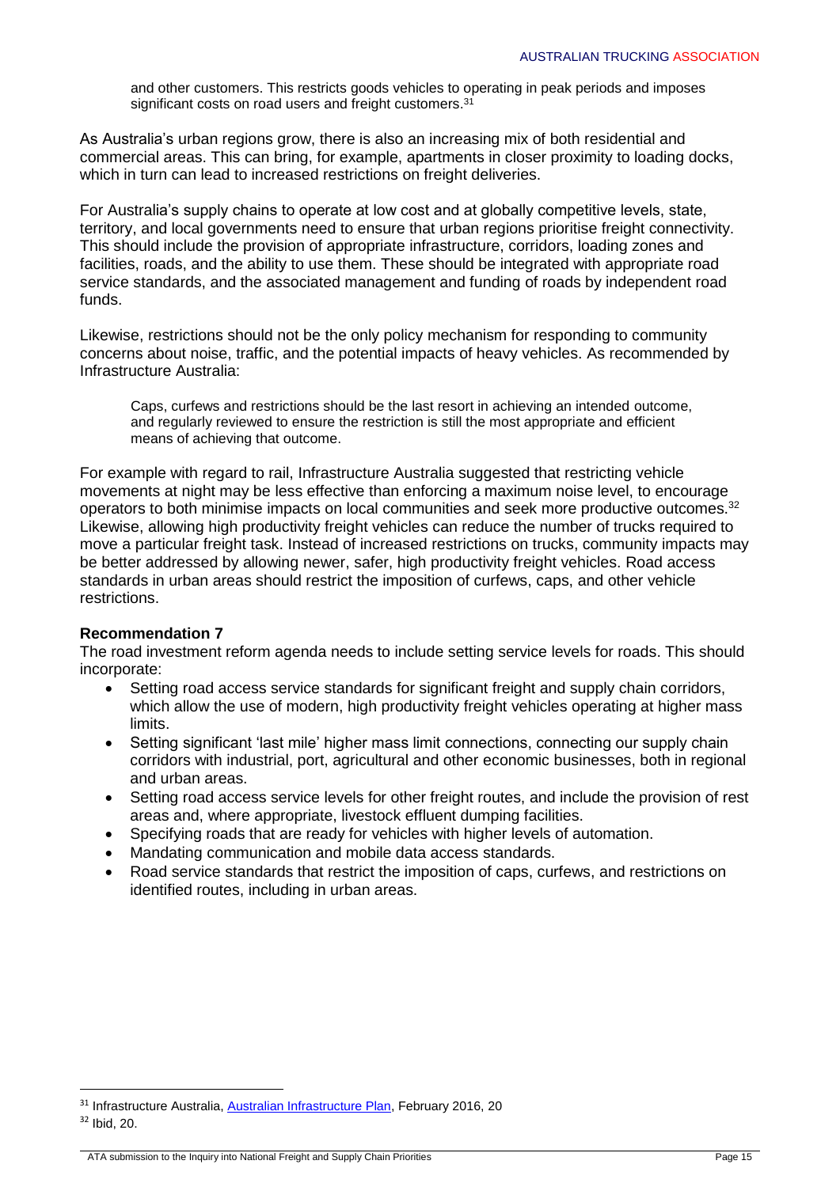> and other customers. This restricts goods vehicles to operating in peak periods and imposes significant costs on road users and freight customers.[31]

As Australia's urban regions grow, there is also an increasing mix of both residential and commercial areas. This can bring, for example, apartments in closer proximity to loading docks, which in turn can lead to increased restrictions on freight deliveries.

For Australia's supply chains to operate at low cost and at globally competitive levels, state, territory, and local governments need to ensure that urban regions prioritise freight connectivity. This should include the provision of appropriate infrastructure, corridors, loading zones and facilities, roads, and the ability to use them. These should be integrated with appropriate road service standards, and the associated management and funding of roads by independent road funds.

Likewise, restrictions should not be the only policy mechanism for responding to community concerns about noise, traffic, and the potential impacts of heavy vehicles. As recommended by Infrastructure Australia:

> Caps, curfews and restrictions should be the last resort in achieving an intended outcome, and regularly reviewed to ensure the restriction is still the most appropriate and efficient means of achieving that outcome.

For example with regard to rail, Infrastructure Australia suggested that restricting vehicle movements at night may be less effective than enforcing a maximum noise level, to encourage operators to both minimise impacts on local communities and seek more productive outcomes.[32] Likewise, allowing high productivity freight vehicles can reduce the number of trucks required to move a particular freight task. Instead of increased restrictions on trucks, community impacts may be better addressed by allowing newer, safer, high productivity freight vehicles. Road access standards in urban areas should restrict the imposition of curfews, caps, and other vehicle restrictions.

**Recommendation 7**

The road investment reform agenda needs to include setting service levels for roads. This should incorporate:

- Setting road access service standards for significant freight and supply chain corridors, which allow the use of modern, high productivity freight vehicles operating at higher mass limits.
- Setting significant 'last mile' higher mass limit connections, connecting our supply chain corridors with industrial, port, agricultural and other economic businesses, both in regional and urban areas.
- Setting road access service levels for other freight routes, and include the provision of rest areas and, where appropriate, livestock effluent dumping facilities.
- Specifying roads that are ready for vehicles with higher levels of automation.
- Mandating communication and mobile data access standards.
- Road service standards that restrict the imposition of caps, curfews, and restrictions on identified routes, including in urban areas.

---

[31] Infrastructure Australia, Australian Infrastructure Plan, February 2016, 20

[32] Ibid, 20.